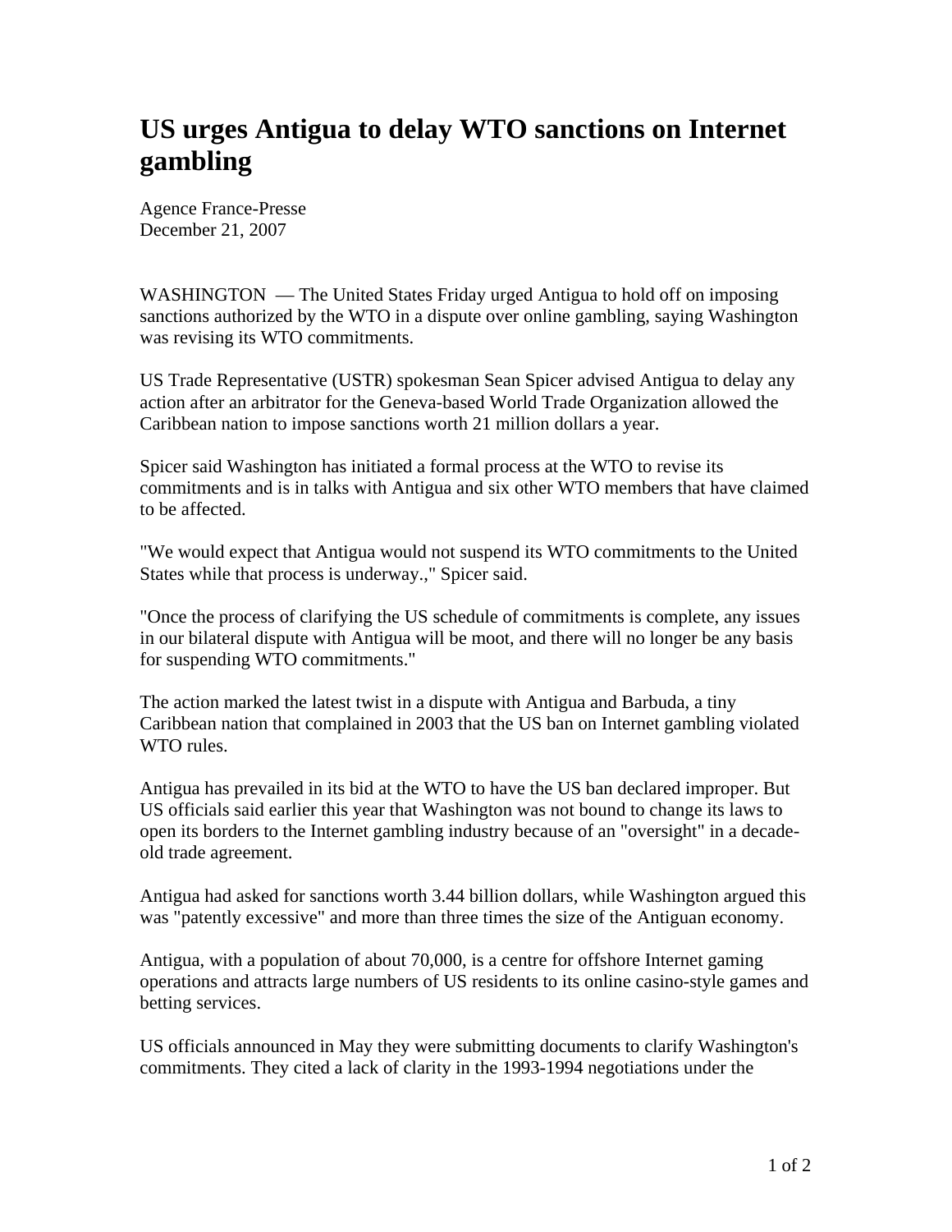# US urges Antigua to delay WTO sanctions on Internet gambling

Agence France-Presse
December 21, 2007

WASHINGTON — The United States Friday urged Antigua to hold off on imposing sanctions authorized by the WTO in a dispute over online gambling, saying Washington was revising its WTO commitments.

US Trade Representative (USTR) spokesman Sean Spicer advised Antigua to delay any action after an arbitrator for the Geneva-based World Trade Organization allowed the Caribbean nation to impose sanctions worth 21 million dollars a year.

Spicer said Washington has initiated a formal process at the WTO to revise its commitments and is in talks with Antigua and six other WTO members that have claimed to be affected.

"We would expect that Antigua would not suspend its WTO commitments to the United States while that process is underway.," Spicer said.

"Once the process of clarifying the US schedule of commitments is complete, any issues in our bilateral dispute with Antigua will be moot, and there will no longer be any basis for suspending WTO commitments."

The action marked the latest twist in a dispute with Antigua and Barbuda, a tiny Caribbean nation that complained in 2003 that the US ban on Internet gambling violated WTO rules.

Antigua has prevailed in its bid at the WTO to have the US ban declared improper. But US officials said earlier this year that Washington was not bound to change its laws to open its borders to the Internet gambling industry because of an "oversight" in a decade-old trade agreement.

Antigua had asked for sanctions worth 3.44 billion dollars, while Washington argued this was "patently excessive" and more than three times the size of the Antiguan economy.

Antigua, with a population of about 70,000, is a centre for offshore Internet gaming operations and attracts large numbers of US residents to its online casino-style games and betting services.

US officials announced in May they were submitting documents to clarify Washington's commitments. They cited a lack of clarity in the 1993-1994 negotiations under the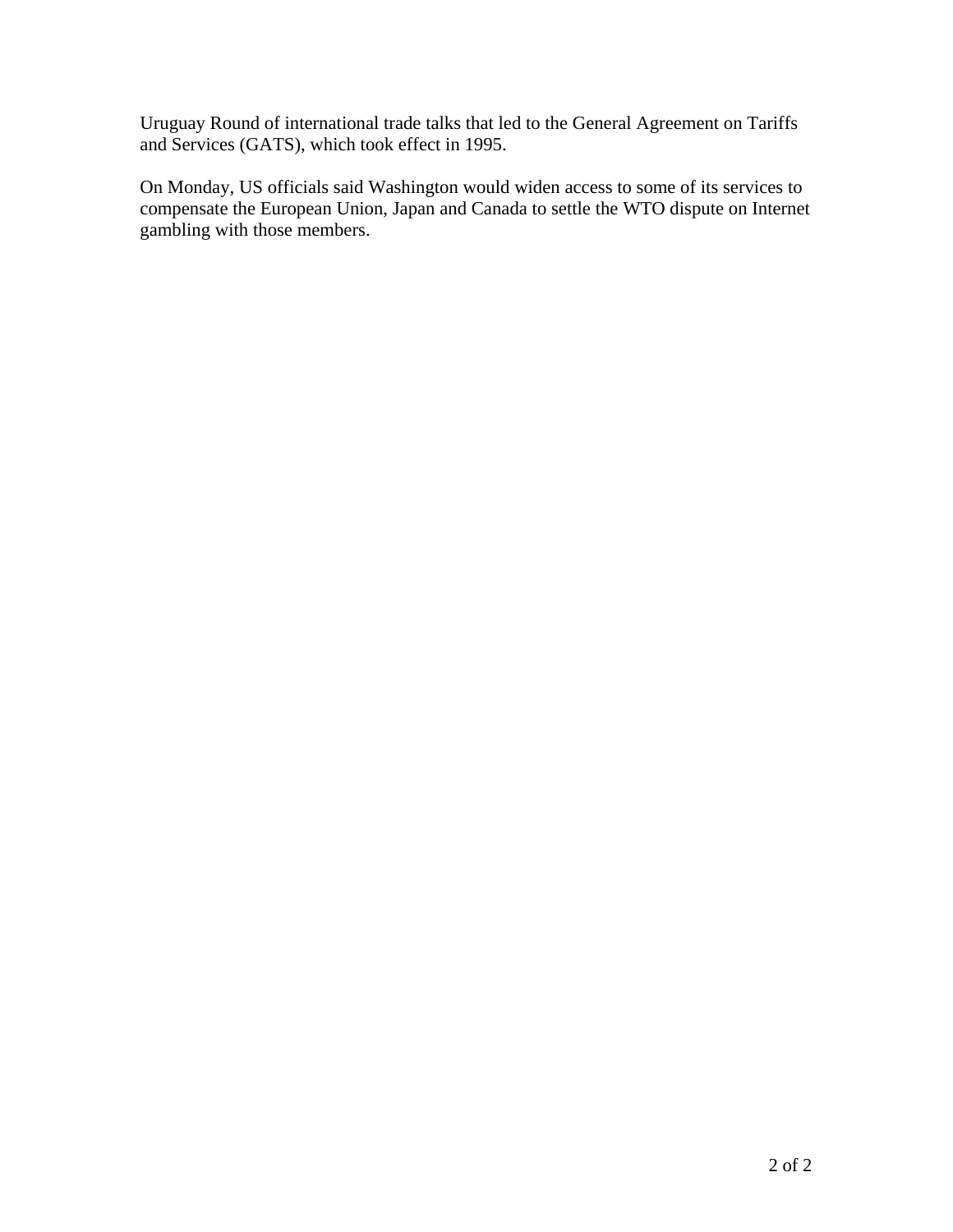Uruguay Round of international trade talks that led to the General Agreement on Tariffs and Services (GATS), which took effect in 1995.

On Monday, US officials said Washington would widen access to some of its services to compensate the European Union, Japan and Canada to settle the WTO dispute on Internet gambling with those members.